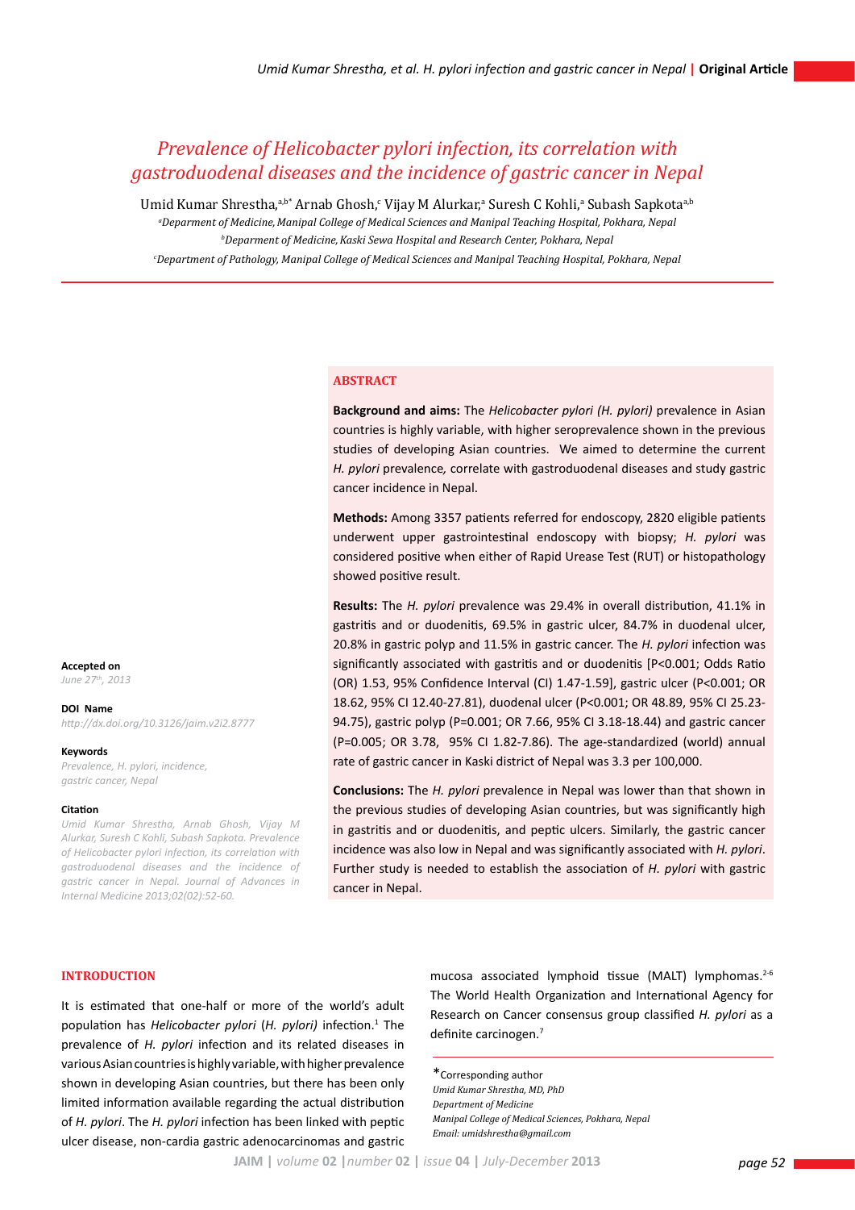# Prevalence of Helicobacter pylori infection, its correlation with gastroduodenal diseases and the incidence of gastric cancer in Nepal

Umid Kumar Shrestha,[a,b*] Arnab Ghosh,[c] Vijay M Alurkar,[a] Suresh C Kohli,[a] Subash Sapkota[a,b]

[a]Deparment of Medicine, Manipal College of Medical Sciences and Manipal Teaching Hospital, Pokhara, Nepal

[b]Deparment of Medicine, Kaski Sewa Hospital and Research Center, Pokhara, Nepal

[c]Department of Pathology, Manipal College of Medical Sciences and Manipal Teaching Hospital, Pokhara, Nepal

**Accepted on**
*June 27th, 2013*

**DOI Name**
*http://dx.doi.org/10.3126/jaim.v2i2.8777*

**Keywords**
*Prevalence, H. pylori, incidence, gastric cancer, Nepal*

**Citation**
*Umid Kumar Shrestha, Arnab Ghosh, Vijay M Alurkar, Suresh C Kohli, Subash Sapkota. Prevalence of Helicobacter pylori infection, its correlation with gastroduodenal diseases and the incidence of gastric cancer in Nepal. Journal of Advances in Internal Medicine 2013;02(02):52-60.*

## ABSTRACT

**Background and aims:** The *Helicobacter pylori (H. pylori)* prevalence in Asian countries is highly variable, with higher seroprevalence shown in the previous studies of developing Asian countries. We aimed to determine the current *H. pylori* prevalence, correlate with gastroduodenal diseases and study gastric cancer incidence in Nepal.

**Methods:** Among 3357 patients referred for endoscopy, 2820 eligible patients underwent upper gastrointestinal endoscopy with biopsy; *H. pylori* was considered positive when either of Rapid Urease Test (RUT) or histopathology showed positive result.

**Results:** The *H. pylori* prevalence was 29.4% in overall distribution, 41.1% in gastritis and or duodenitis, 69.5% in gastric ulcer, 84.7% in duodenal ulcer, 20.8% in gastric polyp and 11.5% in gastric cancer. The *H. pylori* infection was significantly associated with gastritis and or duodenitis [P<0.001; Odds Ratio (OR) 1.53, 95% Confidence Interval (CI) 1.47-1.59], gastric ulcer (P<0.001; OR 18.62, 95% CI 12.40-27.81), duodenal ulcer (P<0.001; OR 48.89, 95% CI 25.23-94.75), gastric polyp (P=0.001; OR 7.66, 95% CI 3.18-18.44) and gastric cancer (P=0.005; OR 3.78, 95% CI 1.82-7.86). The age-standardized (world) annual rate of gastric cancer in Kaski district of Nepal was 3.3 per 100,000.

**Conclusions:** The *H. pylori* prevalence in Nepal was lower than that shown in the previous studies of developing Asian countries, but was significantly high in gastritis and or duodenitis, and peptic ulcers. Similarly, the gastric cancer incidence was also low in Nepal and was significantly associated with *H. pylori*. Further study is needed to establish the association of *H. pylori* with gastric cancer in Nepal.

## INTRODUCTION

It is estimated that one-half or more of the world's adult population has *Helicobacter pylori* (*H. pylori)* infection.[1] The prevalence of *H. pylori* infection and its related diseases in various Asian countries is highly variable, with higher prevalence shown in developing Asian countries, but there has been only limited information available regarding the actual distribution of *H. pylori*. The *H. pylori* infection has been linked with peptic ulcer disease, non-cardia gastric adenocarcinomas and gastric mucosa associated lymphoid tissue (MALT) lymphomas.[2-6] The World Health Organization and International Agency for Research on Cancer consensus group classified *H. pylori* as a definite carcinogen.[7]

*Corresponding author
*Umid Kumar Shrestha, MD, PhD*
*Department of Medicine*
*Manipal College of Medical Sciences, Pokhara, Nepal*
*Email: umidshrestha@gmail.com*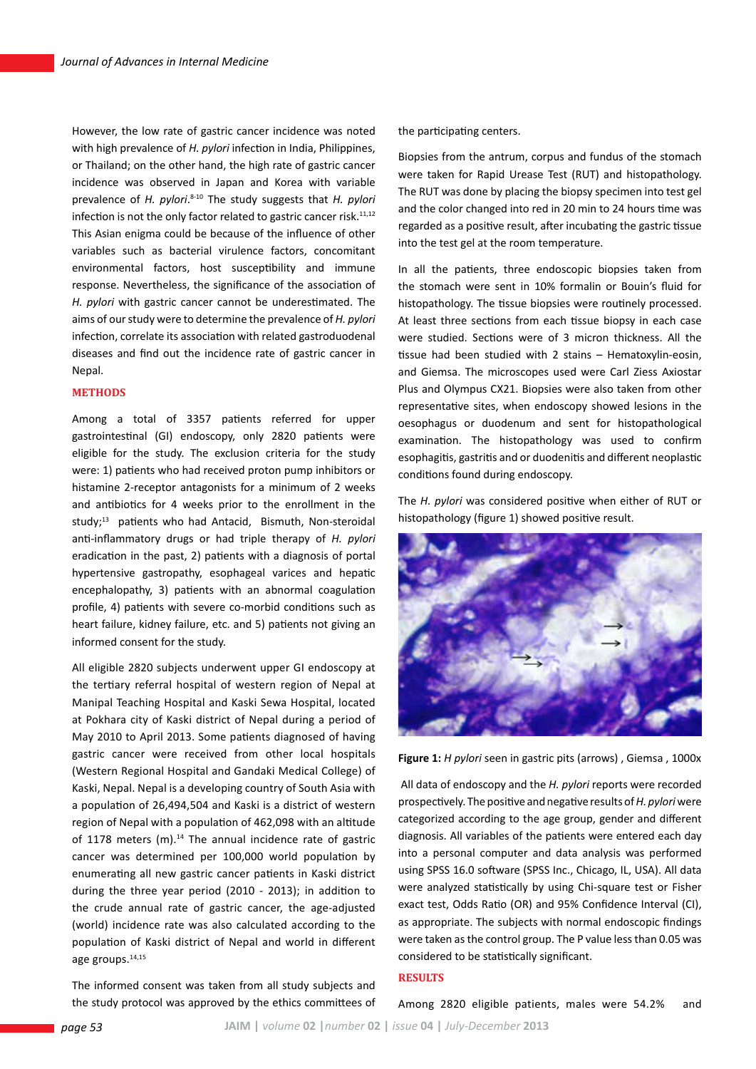However, the low rate of gastric cancer incidence was noted with high prevalence of *H. pylori* infection in India, Philippines, or Thailand; on the other hand, the high rate of gastric cancer incidence was observed in Japan and Korea with variable prevalence of *H. pylori*.[8-10] The study suggests that *H. pylori* infection is not the only factor related to gastric cancer risk.[11,12] This Asian enigma could be because of the influence of other variables such as bacterial virulence factors, concomitant environmental factors, host susceptibility and immune response. Nevertheless, the significance of the association of *H. pylori* with gastric cancer cannot be underestimated. The aims of our study were to determine the prevalence of *H. pylori* infection, correlate its association with related gastroduodenal diseases and find out the incidence rate of gastric cancer in Nepal.

## METHODS

Among a total of 3357 patients referred for upper gastrointestinal (GI) endoscopy, only 2820 patients were eligible for the study. The exclusion criteria for the study were: 1) patients who had received proton pump inhibitors or histamine 2-receptor antagonists for a minimum of 2 weeks and antibiotics for 4 weeks prior to the enrollment in the study;[13] patients who had Antacid, Bismuth, Non-steroidal anti-inflammatory drugs or had triple therapy of *H. pylori* eradication in the past, 2) patients with a diagnosis of portal hypertensive gastropathy, esophageal varices and hepatic encephalopathy, 3) patients with an abnormal coagulation profile, 4) patients with severe co-morbid conditions such as heart failure, kidney failure, etc. and 5) patients not giving an informed consent for the study.

All eligible 2820 subjects underwent upper GI endoscopy at the tertiary referral hospital of western region of Nepal at Manipal Teaching Hospital and Kaski Sewa Hospital, located at Pokhara city of Kaski district of Nepal during a period of May 2010 to April 2013. Some patients diagnosed of having gastric cancer were received from other local hospitals (Western Regional Hospital and Gandaki Medical College) of Kaski, Nepal. Nepal is a developing country of South Asia with a population of 26,494,504 and Kaski is a district of western region of Nepal with a population of 462,098 with an altitude of 1178 meters (m).[14] The annual incidence rate of gastric cancer was determined per 100,000 world population by enumerating all new gastric cancer patients in Kaski district during the three year period (2010 - 2013); in addition to the crude annual rate of gastric cancer, the age-adjusted (world) incidence rate was also calculated according to the population of Kaski district of Nepal and world in different age groups.[14,15]

The informed consent was taken from all study subjects and the study protocol was approved by the ethics committees of the participating centers.

Biopsies from the antrum, corpus and fundus of the stomach were taken for Rapid Urease Test (RUT) and histopathology. The RUT was done by placing the biopsy specimen into test gel and the color changed into red in 20 min to 24 hours time was regarded as a positive result, after incubating the gastric tissue into the test gel at the room temperature.

In all the patients, three endoscopic biopsies taken from the stomach were sent in 10% formalin or Bouin's fluid for histopathology. The tissue biopsies were routinely processed. At least three sections from each tissue biopsy in each case were studied. Sections were of 3 micron thickness. All the tissue had been studied with 2 stains – Hematoxylin-eosin, and Giemsa. The microscopes used were Carl Ziess Axiostar Plus and Olympus CX21. Biopsies were also taken from other representative sites, when endoscopy showed lesions in the oesophagus or duodenum and sent for histopathological examination. The histopathology was used to confirm esophagitis, gastritis and or duodenitis and different neoplastic conditions found during endoscopy.

The *H. pylori* was considered positive when either of RUT or histopathology (figure 1) showed positive result.

**Figure 1:** *H pylori* seen in gastric pits (arrows) , Giemsa , 1000x

All data of endoscopy and the *H. pylori* reports were recorded prospectively. The positive and negative results of *H. pylori* were categorized according to the age group, gender and different diagnosis. All variables of the patients were entered each day into a personal computer and data analysis was performed using SPSS 16.0 software (SPSS Inc., Chicago, IL, USA). All data were analyzed statistically by using Chi-square test or Fisher exact test, Odds Ratio (OR) and 95% Confidence Interval (CI), as appropriate. The subjects with normal endoscopic findings were taken as the control group. The P value less than 0.05 was considered to be statistically significant.

## RESULTS

Among 2820 eligible patients, males were 54.2% and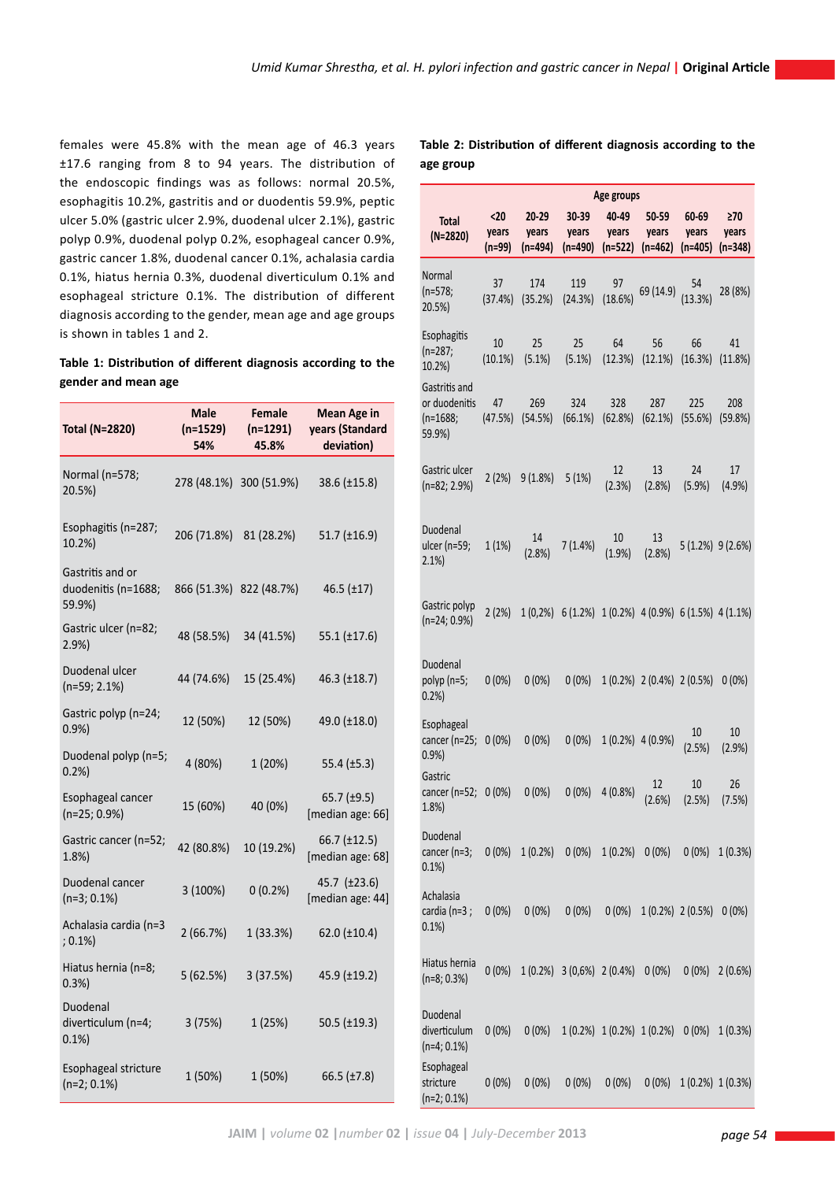females were 45.8% with the mean age of 46.3 years ±17.6 ranging from 8 to 94 years. The distribution of the endoscopic findings was as follows: normal 20.5%, esophagitis 10.2%, gastritis and or duodenitis 59.9%, peptic ulcer 5.0% (gastric ulcer 2.9%, duodenal ulcer 2.1%), gastric polyp 0.9%, duodenal polyp 0.2%, esophageal cancer 0.9%, gastric cancer 1.8%, duodenal cancer 0.1%, achalasia cardia 0.1%, hiatus hernia 0.3%, duodenal diverticulum 0.1% and esophageal stricture 0.1%. The distribution of different diagnosis according to the gender, mean age and age groups is shown in tables 1 and 2.

**Table 1: Distribution of different diagnosis according to the gender and mean age**

| Total (N=2820) | Male (n=1529) 54% | Female (n=1291) 45.8% | Mean Age in years (Standard deviation) |
|---|---|---|---|
| Normal (n=578; 20.5%) | 278 (48.1%) | 300 (51.9%) | 38.6 (±15.8) |
| Esophagitis (n=287; 10.2%) | 206 (71.8%) | 81 (28.2%) | 51.7 (±16.9) |
| Gastritis and or duodenitis (n=1688; 59.9%) | 866 (51.3%) | 822 (48.7%) | 46.5 (±17) |
| Gastric ulcer (n=82; 2.9%) | 48 (58.5%) | 34 (41.5%) | 55.1 (±17.6) |
| Duodenal ulcer (n=59; 2.1%) | 44 (74.6%) | 15 (25.4%) | 46.3 (±18.7) |
| Gastric polyp (n=24; 0.9%) | 12 (50%) | 12 (50%) | 49.0 (±18.0) |
| Duodenal polyp (n=5; 0.2%) | 4 (80%) | 1 (20%) | 55.4 (±5.3) |
| Esophageal cancer (n=25; 0.9%) | 15 (60%) | 40 (0%) | 65.7 (±9.5) [median age: 66] |
| Gastric cancer (n=52; 1.8%) | 42 (80.8%) | 10 (19.2%) | 66.7 (±12.5) [median age: 68] |
| Duodenal cancer (n=3; 0.1%) | 3 (100%) | 0 (0.2%) | 45.7 (±23.6) [median age: 44] |
| Achalasia cardia (n=3 ; 0.1%) | 2 (66.7%) | 1 (33.3%) | 62.0 (±10.4) |
| Hiatus hernia (n=8; 0.3%) | 5 (62.5%) | 3 (37.5%) | 45.9 (±19.2) |
| Duodenal diverticulum (n=4; 0.1%) | 3 (75%) | 1 (25%) | 50.5 (±19.3) |
| Esophageal stricture (n=2; 0.1%) | 1 (50%) | 1 (50%) | 66.5 (±7.8) |

**Table 2: Distribution of different diagnosis according to the age group**

| Total (N=2820) | Age groups | | | | | | |
|---|---|---|---|---|---|---|---|
| | <20 years (n=99) | 20-29 years (n=494) | 30-39 years (n=490) | 40-49 years (n=522) | 50-59 years (n=462) | 60-69 years (n=405) | ≥70 years (n=348) |
| Normal (n=578; 20.5%) | 37 (37.4%) | 174 (35.2%) | 119 (24.3%) | 97 (18.6%) | 69 (14.9) | 54 (13.3%) | 28 (8%) |
| Esophagitis (n=287; 10.2%) | 10 (10.1%) | 25 (5.1%) | 25 (5.1%) | 64 (12.3%) | 56 (12.1%) | 66 (16.3%) | 41 (11.8%) |
| Gastritis and or duodenitis (n=1688; 59.9%) | 47 (47.5%) | 269 (54.5%) | 324 (66.1%) | 328 (62.8%) | 287 (62.1%) | 225 (55.6%) | 208 (59.8%) |
| Gastric ulcer (n=82; 2.9%) | 2 (2%) | 9 (1.8%) | 5 (1%) | 12 (2.3%) | 13 (2.8%) | 24 (5.9%) | 17 (4.9%) |
| Duodenal ulcer (n=59; 2.1%) | 1 (1%) | 14 (2.8%) | 7 (1.4%) | 10 (1.9%) | 13 (2.8%) | 5 (1.2%) | 9 (2.6%) |
| Gastric polyp (n=24; 0.9%) | 2 (2%) | 1 (0,2%) | 6 (1.2%) | 1 (0.2%) | 4 (0.9%) | 6 (1.5%) | 4 (1.1%) |
| Duodenal polyp (n=5; 0.2%) | 0 (0%) | 0 (0%) | 0 (0%) | 1 (0.2%) | 2 (0.4%) | 2 (0.5%) | 0 (0%) |
| Esophageal cancer (n=25; 0.9%) | 0 (0%) | 0 (0%) | 0 (0%) | 1 (0.2%) | 4 (0.9%) | 10 (2.5%) | 10 (2.9%) |
| Gastric cancer (n=52; 1.8%) | 0 (0%) | 0 (0%) | 0 (0%) | 4 (0.8%) | 12 (2.6%) | 10 (2.5%) | 26 (7.5%) |
| Duodenal cancer (n=3; 0.1%) | 0 (0%) | 1 (0.2%) | 0 (0%) | 1 (0.2%) | 0 (0%) | 0 (0%) | 1 (0.3%) |
| Achalasia cardia (n=3 ; 0.1%) | 0 (0%) | 0 (0%) | 0 (0%) | 0 (0%) | 1 (0.2%) | 2 (0.5%) | 0 (0%) |
| Hiatus hernia (n=8; 0.3%) | 0 (0%) | 1 (0.2%) | 3 (0,6%) | 2 (0.4%) | 0 (0%) | 0 (0%) | 2 (0.6%) |
| Duodenal diverticulum (n=4; 0.1%) | 0 (0%) | 0 (0%) | 1 (0.2%) | 1 (0.2%) | 1 (0.2%) | 0 (0%) | 1 (0.3%) |
| Esophageal stricture (n=2; 0.1%) | 0 (0%) | 0 (0%) | 0 (0%) | 0 (0%) | 0 (0%) | 1 (0.2%) | 1 (0.3%) |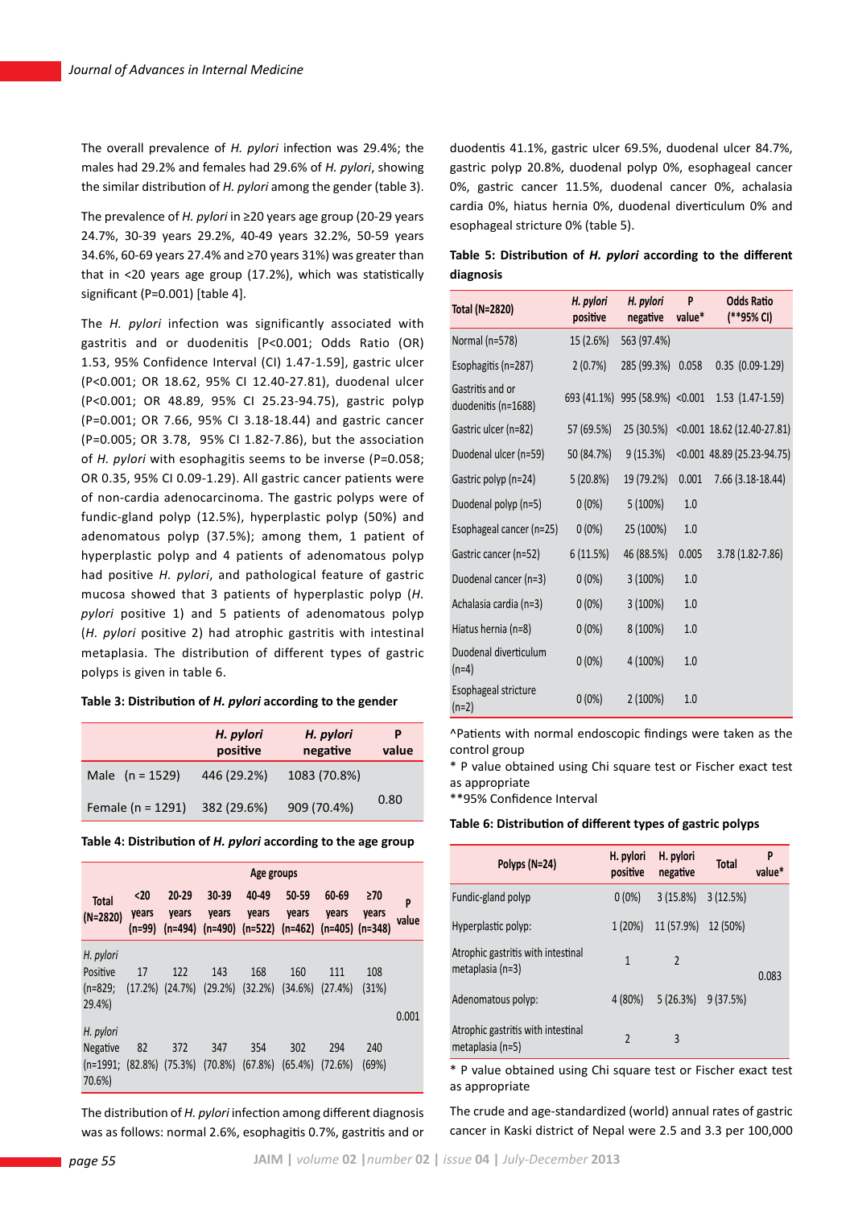The overall prevalence of *H. pylori* infection was 29.4%; the males had 29.2% and females had 29.6% of *H. pylori*, showing the similar distribution of *H. pylori* among the gender (table 3).

The prevalence of *H. pylori* in ≥20 years age group (20-29 years 24.7%, 30-39 years 29.2%, 40-49 years 32.2%, 50-59 years 34.6%, 60-69 years 27.4% and ≥70 years 31%) was greater than that in <20 years age group (17.2%), which was statistically significant (P=0.001) [table 4].

The *H. pylori* infection was significantly associated with gastritis and or duodenitis [P<0.001; Odds Ratio (OR) 1.53, 95% Confidence Interval (CI) 1.47-1.59], gastric ulcer (P<0.001; OR 18.62, 95% CI 12.40-27.81), duodenal ulcer (P<0.001; OR 48.89, 95% CI 25.23-94.75), gastric polyp (P=0.001; OR 7.66, 95% CI 3.18-18.44) and gastric cancer (P=0.005; OR 3.78, 95% CI 1.82-7.86), but the association of *H. pylori* with esophagitis seems to be inverse (P=0.058; OR 0.35, 95% CI 0.09-1.29). All gastric cancer patients were of non-cardia adenocarcinoma. The gastric polyps were of fundic-gland polyp (12.5%), hyperplastic polyp (50%) and adenomatous polyp (37.5%); among them, 1 patient of hyperplastic polyp and 4 patients of adenomatous polyp had positive *H. pylori*, and pathological feature of gastric mucosa showed that 3 patients of hyperplastic polyp (*H. pylori* positive 1) and 5 patients of adenomatous polyp (*H. pylori* positive 2) had atrophic gastritis with intestinal metaplasia. The distribution of different types of gastric polyps is given in table 6.

**Table 3: Distribution of *H. pylori* according to the gender**

| | *H. pylori* positive | *H. pylori* negative | P value |
|---|---|---|---|
| Male (n = 1529) | 446 (29.2%) | 1083 (70.8%) | 0.80 |
| Female (n = 1291) | 382 (29.6%) | 909 (70.4%) | |

**Table 4: Distribution of *H. pylori* according to the age group**

| Total (N=2820) | Age groups | | | | | | | P value |
|---|---|---|---|---|---|---|---|---|
| | <20 years (n=99) | 20-29 years (n=494) | 30-39 years (n=490) | 40-49 years (n=522) | 50-59 years (n=462) | 60-69 years (n=405) | ≥70 years (n=348) | |
| *H. pylori* Positive (n=829; 29.4%) | 17 (17.2%) | 122 (24.7%) | 143 (29.2%) | 168 (32.2%) | 160 (34.6%) | 111 (27.4%) | 108 (31%) | 0.001 |
| *H. pylori* Negative (n=1991; 70.6%) | 82 (82.8%) | 372 (75.3%) | 347 (70.8%) | 354 (67.8%) | 302 (65.4%) | 294 (72.6%) | 240 (69%) | |

The distribution of *H. pylori* infection among different diagnosis was as follows: normal 2.6%, esophagitis 0.7%, gastritis and or duodentis 41.1%, gastric ulcer 69.5%, duodenal ulcer 84.7%, gastric polyp 20.8%, duodenal polyp 0%, esophageal cancer 0%, gastric cancer 11.5%, duodenal cancer 0%, achalasia cardia 0%, hiatus hernia 0%, duodenal diverticulum 0% and esophageal stricture 0% (table 5).

**Table 5: Distribution of *H. pylori* according to the different diagnosis**

| Total (N=2820) | *H. pylori* positive | *H. pylori* negative | P value* | Odds Ratio (**95% CI) |
|---|---|---|---|---|
| Normal (n=578) | 15 (2.6%) | 563 (97.4%) | | |
| Esophagitis (n=287) | 2 (0.7%) | 285 (99.3%) | 0.058 | 0.35 (0.09-1.29) |
| Gastritis and or duodenitis (n=1688) | 693 (41.1%) | 995 (58.9%) | <0.001 | 1.53 (1.47-1.59) |
| Gastric ulcer (n=82) | 57 (69.5%) | 25 (30.5%) | <0.001 | 18.62 (12.40-27.81) |
| Duodenal ulcer (n=59) | 50 (84.7%) | 9 (15.3%) | <0.001 | 48.89 (25.23-94.75) |
| Gastric polyp (n=24) | 5 (20.8%) | 19 (79.2%) | 0.001 | 7.66 (3.18-18.44) |
| Duodenal polyp (n=5) | 0 (0%) | 5 (100%) | 1.0 | |
| Esophageal cancer (n=25) | 0 (0%) | 25 (100%) | 1.0 | |
| Gastric cancer (n=52) | 6 (11.5%) | 46 (88.5%) | 0.005 | 3.78 (1.82-7.86) |
| Duodenal cancer (n=3) | 0 (0%) | 3 (100%) | 1.0 | |
| Achalasia cardia (n=3) | 0 (0%) | 3 (100%) | 1.0 | |
| Hiatus hernia (n=8) | 0 (0%) | 8 (100%) | 1.0 | |
| Duodenal diverticulum (n=4) | 0 (0%) | 4 (100%) | 1.0 | |
| Esophageal stricture (n=2) | 0 (0%) | 2 (100%) | 1.0 | |

^Patients with normal endoscopic findings were taken as the control group

* P value obtained using Chi square test or Fischer exact test as appropriate

**95% Confidence Interval

**Table 6: Distribution of different types of gastric polyps**

| Polyps (N=24) | H. pylori positive | H. pylori negative | Total | P value* |
|---|---|---|---|---|
| Fundic-gland polyp | 0 (0%) | 3 (15.8%) | 3 (12.5%) | 0.083 |
| Hyperplastic polyp: | 1 (20%) | 11 (57.9%) | 12 (50%) | |
| Atrophic gastritis with intestinal metaplasia (n=3) | 1 | 2 | | |
| Adenomatous polyp: | 4 (80%) | 5 (26.3%) | 9 (37.5%) | |
| Atrophic gastritis with intestinal metaplasia (n=5) | 2 | 3 | | |

* P value obtained using Chi square test or Fischer exact test as appropriate

The crude and age-standardized (world) annual rates of gastric cancer in Kaski district of Nepal were 2.5 and 3.3 per 100,000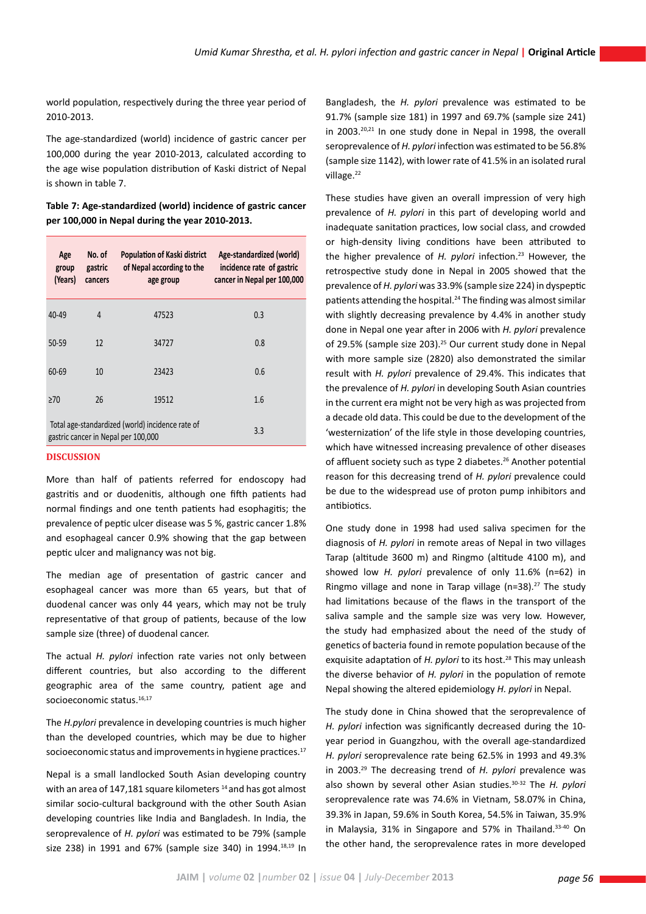world population, respectively during the three year period of 2010-2013.

The age-standardized (world) incidence of gastric cancer per 100,000 during the year 2010-2013, calculated according to the age wise population distribution of Kaski district of Nepal is shown in table 7.

**Table 7: Age-standardized (world) incidence of gastric cancer per 100,000 in Nepal during the year 2010-2013.**

| Age group (Years) | No. of gastric cancers | Population of Kaski district of Nepal according to the age group | Age-standardized (world) incidence rate of gastric cancer in Nepal per 100,000 |
|---|---|---|---|
| 40-49 | 4 | 47523 | 0.3 |
| 50-59 | 12 | 34727 | 0.8 |
| 60-69 | 10 | 23423 | 0.6 |
| ≥70 | 26 | 19512 | 1.6 |
| Total age-standardized (world) incidence rate of gastric cancer in Nepal per 100,000 | | | 3.3 |

## DISCUSSION

More than half of patients referred for endoscopy had gastritis and or duodenitis, although one fifth patients had normal findings and one tenth patients had esophagitis; the prevalence of peptic ulcer disease was 5 %, gastric cancer 1.8% and esophageal cancer 0.9% showing that the gap between peptic ulcer and malignancy was not big.

The median age of presentation of gastric cancer and esophageal cancer was more than 65 years, but that of duodenal cancer was only 44 years, which may not be truly representative of that group of patients, because of the low sample size (three) of duodenal cancer.

The actual *H. pylori* infection rate varies not only between different countries, but also according to the different geographic area of the same country, patient age and socioeconomic status.[16,17]

The *H.pylori* prevalence in developing countries is much higher than the developed countries, which may be due to higher socioeconomic status and improvements in hygiene practices.[17]

Nepal is a small landlocked South Asian developing country with an area of 147,181 square kilometers [14] and has got almost similar socio-cultural background with the other South Asian developing countries like India and Bangladesh. In India, the seroprevalence of *H. pylori* was estimated to be 79% (sample size 238) in 1991 and 67% (sample size 340) in 1994.[18,19] In Bangladesh, the *H. pylori* prevalence was estimated to be 91.7% (sample size 181) in 1997 and 69.7% (sample size 241) in 2003.[20,21] In one study done in Nepal in 1998, the overall seroprevalence of *H. pylori* infection was estimated to be 56.8% (sample size 1142), with lower rate of 41.5% in an isolated rural village.[22]

These studies have given an overall impression of very high prevalence of *H. pylori* in this part of developing world and inadequate sanitation practices, low social class, and crowded or high-density living conditions have been attributed to the higher prevalence of *H. pylori* infection.[23] However, the retrospective study done in Nepal in 2005 showed that the prevalence of *H. pylori* was 33.9% (sample size 224) in dyspeptic patients attending the hospital.[24] The finding was almost similar with slightly decreasing prevalence by 4.4% in another study done in Nepal one year after in 2006 with *H. pylori* prevalence of 29.5% (sample size 203).[25] Our current study done in Nepal with more sample size (2820) also demonstrated the similar result with *H. pylori* prevalence of 29.4%. This indicates that the prevalence of *H. pylori* in developing South Asian countries in the current era might not be very high as was projected from a decade old data. This could be due to the development of the 'westernization' of the life style in those developing countries, which have witnessed increasing prevalence of other diseases of affluent society such as type 2 diabetes.[26] Another potential reason for this decreasing trend of *H. pylori* prevalence could be due to the widespread use of proton pump inhibitors and antibiotics.

One study done in 1998 had used saliva specimen for the diagnosis of *H. pylori* in remote areas of Nepal in two villages Tarap (altitude 3600 m) and Ringmo (altitude 4100 m), and showed low *H. pylori* prevalence of only 11.6% (n=62) in Ringmo village and none in Tarap village (n=38).[27] The study had limitations because of the flaws in the transport of the saliva sample and the sample size was very low. However, the study had emphasized about the need of the study of genetics of bacteria found in remote population because of the exquisite adaptation of *H. pylori* to its host.[28] This may unleash the diverse behavior of *H. pylori* in the population of remote Nepal showing the altered epidemiology *H. pylori* in Nepal.

The study done in China showed that the seroprevalence of *H. pylori* infection was significantly decreased during the 10-year period in Guangzhou, with the overall age-standardized *H. pylori* seroprevalence rate being 62.5% in 1993 and 49.3% in 2003.[29] The decreasing trend of *H. pylori* prevalence was also shown by several other Asian studies.[30-32] The *H. pylori* seroprevalence rate was 74.6% in Vietnam, 58.07% in China, 39.3% in Japan, 59.6% in South Korea, 54.5% in Taiwan, 35.9% in Malaysia, 31% in Singapore and 57% in Thailand.[33-40] On the other hand, the seroprevalence rates in more developed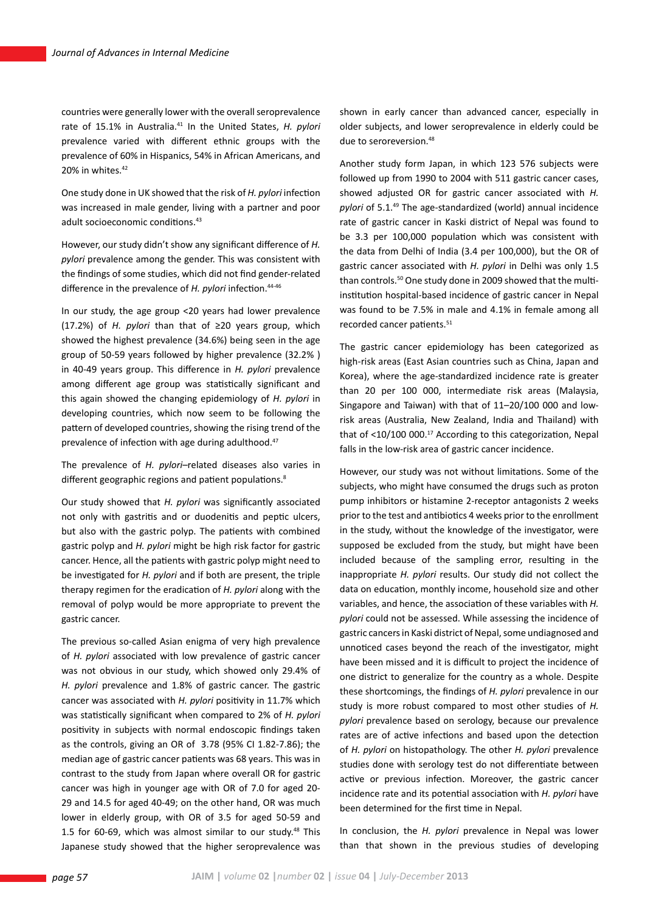countries were generally lower with the overall seroprevalence rate of 15.1% in Australia.[41] In the United States, *H. pylori* prevalence varied with different ethnic groups with the prevalence of 60% in Hispanics, 54% in African Americans, and 20% in whites.[42]

One study done in UK showed that the risk of *H. pylori* infection was increased in male gender, living with a partner and poor adult socioeconomic conditions.[43]

However, our study didn't show any significant difference of *H. pylori* prevalence among the gender. This was consistent with the findings of some studies, which did not find gender-related difference in the prevalence of *H. pylori* infection.[44-46]

In our study, the age group <20 years had lower prevalence (17.2%) of *H. pylori* than that of ≥20 years group, which showed the highest prevalence (34.6%) being seen in the age group of 50-59 years followed by higher prevalence (32.2% ) in 40-49 years group. This difference in *H. pylori* prevalence among different age group was statistically significant and this again showed the changing epidemiology of *H. pylori* in developing countries, which now seem to be following the pattern of developed countries, showing the rising trend of the prevalence of infection with age during adulthood.[47]

The prevalence of *H. pylori*–related diseases also varies in different geographic regions and patient populations.[8]

Our study showed that *H. pylori* was significantly associated not only with gastritis and or duodenitis and peptic ulcers, but also with the gastric polyp. The patients with combined gastric polyp and *H. pylori* might be high risk factor for gastric cancer. Hence, all the patients with gastric polyp might need to be investigated for *H. pylori* and if both are present, the triple therapy regimen for the eradication of *H. pylori* along with the removal of polyp would be more appropriate to prevent the gastric cancer.

The previous so-called Asian enigma of very high prevalence of *H. pylori* associated with low prevalence of gastric cancer was not obvious in our study, which showed only 29.4% of *H. pylori* prevalence and 1.8% of gastric cancer. The gastric cancer was associated with *H. pylori* positivity in 11.7% which was statistically significant when compared to 2% of *H. pylori* positivity in subjects with normal endoscopic findings taken as the controls, giving an OR of 3.78 (95% CI 1.82-7.86); the median age of gastric cancer patients was 68 years. This was in contrast to the study from Japan where overall OR for gastric cancer was high in younger age with OR of 7.0 for aged 20-29 and 14.5 for aged 40-49; on the other hand, OR was much lower in elderly group, with OR of 3.5 for aged 50-59 and 1.5 for 60-69, which was almost similar to our study.[48] This Japanese study showed that the higher seroprevalence was shown in early cancer than advanced cancer, especially in older subjects, and lower seroprevalence in elderly could be due to seroreversion.[48]

Another study form Japan, in which 123 576 subjects were followed up from 1990 to 2004 with 511 gastric cancer cases, showed adjusted OR for gastric cancer associated with *H. pylori* of 5.1.[49] The age-standardized (world) annual incidence rate of gastric cancer in Kaski district of Nepal was found to be 3.3 per 100,000 population which was consistent with the data from Delhi of India (3.4 per 100,000), but the OR of gastric cancer associated with *H. pylori* in Delhi was only 1.5 than controls.[50] One study done in 2009 showed that the multi-institution hospital-based incidence of gastric cancer in Nepal was found to be 7.5% in male and 4.1% in female among all recorded cancer patients.[51]

The gastric cancer epidemiology has been categorized as high-risk areas (East Asian countries such as China, Japan and Korea), where the age-standardized incidence rate is greater than 20 per 100 000, intermediate risk areas (Malaysia, Singapore and Taiwan) with that of 11–20/100 000 and low-risk areas (Australia, New Zealand, India and Thailand) with that of <10/100 000.[17] According to this categorization, Nepal falls in the low-risk area of gastric cancer incidence.

However, our study was not without limitations. Some of the subjects, who might have consumed the drugs such as proton pump inhibitors or histamine 2-receptor antagonists 2 weeks prior to the test and antibiotics 4 weeks prior to the enrollment in the study, without the knowledge of the investigator, were supposed be excluded from the study, but might have been included because of the sampling error, resulting in the inappropriate *H. pylori* results. Our study did not collect the data on education, monthly income, household size and other variables, and hence, the association of these variables with *H. pylori* could not be assessed. While assessing the incidence of gastric cancers in Kaski district of Nepal, some undiagnosed and unnoticed cases beyond the reach of the investigator, might have been missed and it is difficult to project the incidence of one district to generalize for the country as a whole. Despite these shortcomings, the findings of *H. pylori* prevalence in our study is more robust compared to most other studies of *H. pylori* prevalence based on serology, because our prevalence rates are of active infections and based upon the detection of *H. pylori* on histopathology. The other *H. pylori* prevalence studies done with serology test do not differentiate between active or previous infection. Moreover, the gastric cancer incidence rate and its potential association with *H. pylori* have been determined for the first time in Nepal.

In conclusion, the *H. pylori* prevalence in Nepal was lower than that shown in the previous studies of developing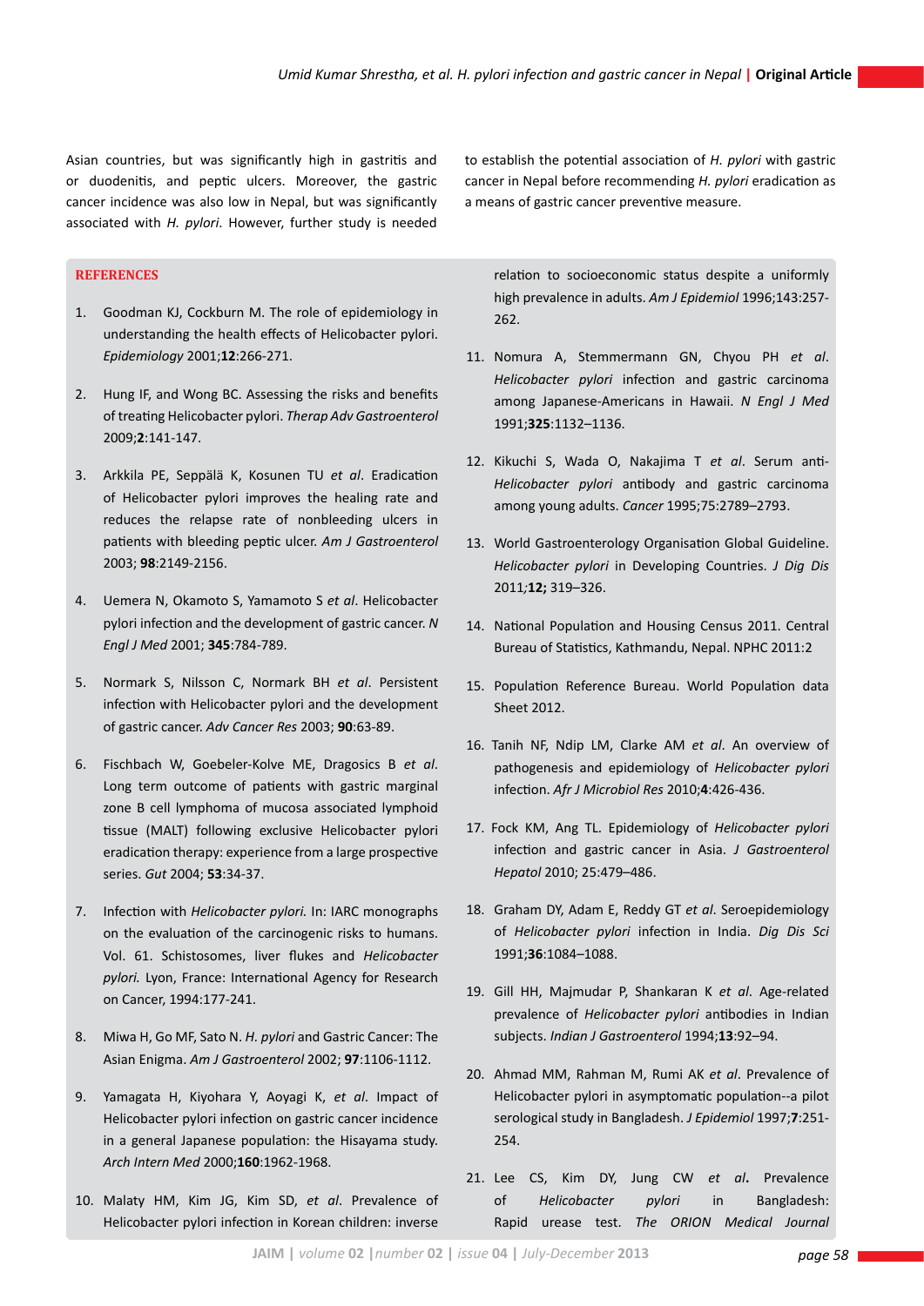Asian countries, but was significantly high in gastritis and or duodenitis, and peptic ulcers. Moreover, the gastric cancer incidence was also low in Nepal, but was significantly associated with *H. pylori*. However, further study is needed to establish the potential association of *H. pylori* with gastric cancer in Nepal before recommending *H. pylori* eradication as a means of gastric cancer preventive measure.

## REFERENCES

1. Goodman KJ, Cockburn M. The role of epidemiology in understanding the health effects of Helicobacter pylori. *Epidemiology* 2001;**12**:266-271.
2. Hung IF, and Wong BC. Assessing the risks and benefits of treating Helicobacter pylori. *Therap Adv Gastroenterol* 2009;**2**:141-147.
3. Arkkila PE, Seppälä K, Kosunen TU *et al*. Eradication of Helicobacter pylori improves the healing rate and reduces the relapse rate of nonbleeding ulcers in patients with bleeding peptic ulcer. *Am J Gastroenterol* 2003; **98**:2149-2156.
4. Uemera N, Okamoto S, Yamamoto S *et al*. Helicobacter pylori infection and the development of gastric cancer. *N Engl J Med* 2001; **345**:784-789.
5. Normark S, Nilsson C, Normark BH *et al*. Persistent infection with Helicobacter pylori and the development of gastric cancer. *Adv Cancer Res* 2003; **90**:63-89.
6. Fischbach W, Goebeler-Kolve ME, Dragosics B *et al*. Long term outcome of patients with gastric marginal zone B cell lymphoma of mucosa associated lymphoid tissue (MALT) following exclusive Helicobacter pylori eradication therapy: experience from a large prospective series. *Gut* 2004; **53**:34-37.
7. Infection with *Helicobacter pylori.* In: IARC monographs on the evaluation of the carcinogenic risks to humans. Vol. 61. Schistosomes, liver flukes and *Helicobacter pylori.* Lyon, France: International Agency for Research on Cancer, 1994:177-241.
8. Miwa H, Go MF, Sato N. *H. pylori* and Gastric Cancer: The Asian Enigma. *Am J Gastroenterol* 2002; **97**:1106-1112.
9. Yamagata H, Kiyohara Y, Aoyagi K, *et al*. Impact of Helicobacter pylori infection on gastric cancer incidence in a general Japanese population: the Hisayama study. *Arch Intern Med* 2000;**160**:1962-1968.
10. Malaty HM, Kim JG, Kim SD, *et al*. Prevalence of Helicobacter pylori infection in Korean children: inverse relation to socioeconomic status despite a uniformly high prevalence in adults. *Am J Epidemiol* 1996;143:257-262.
11. Nomura A, Stemmermann GN, Chyou PH *et al*. *Helicobacter pylori* infection and gastric carcinoma among Japanese-Americans in Hawaii. *N Engl J Med* 1991;**325**:1132–1136.
12. Kikuchi S, Wada O, Nakajima T *et al*. Serum anti-*Helicobacter pylori* antibody and gastric carcinoma among young adults. *Cancer* 1995;75:2789–2793.
13. World Gastroenterology Organisation Global Guideline. *Helicobacter pylori* in Developing Countries. *J Dig Dis* 2011;**12;** 319–326.
14. National Population and Housing Census 2011. Central Bureau of Statistics, Kathmandu, Nepal. NPHC 2011:2
15. Population Reference Bureau. World Population data Sheet 2012.
16. Tanih NF, Ndip LM, Clarke AM *et al*. An overview of pathogenesis and epidemiology of *Helicobacter pylori* infection. *Afr J Microbiol Res* 2010;**4**:426-436.
17. Fock KM, Ang TL. Epidemiology of *Helicobacter pylori* infection and gastric cancer in Asia. *J Gastroenterol Hepatol* 2010; 25:479–486.
18. Graham DY, Adam E, Reddy GT *et al*. Seroepidemiology of *Helicobacter pylori* infection in India. *Dig Dis Sci* 1991;**36**:1084–1088.
19. Gill HH, Majmudar P, Shankaran K *et al*. Age-related prevalence of *Helicobacter pylori* antibodies in Indian subjects. *Indian J Gastroenterol* 1994;**13**:92–94.
20. Ahmad MM, Rahman M, Rumi AK *et al*. Prevalence of Helicobacter pylori in asymptomatic population--a pilot serological study in Bangladesh. *J Epidemiol* 1997;**7**:251-254.
21. Lee CS, Kim DY, Jung CW *et al***.** Prevalence of *Helicobacter pylori* in Bangladesh: Rapid urease test. *The ORION Medical Journal*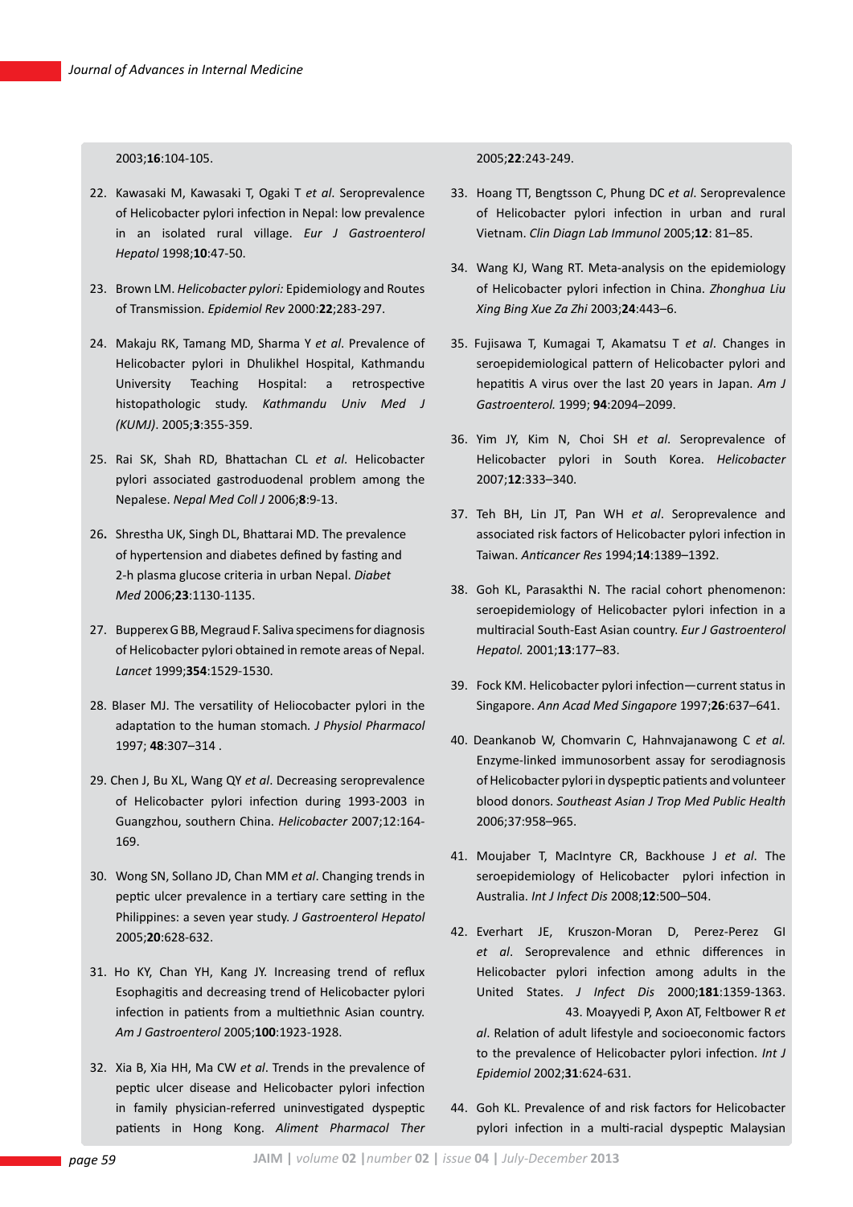2003;**16**:104-105.

22. Kawasaki M, Kawasaki T, Ogaki T *et al*. Seroprevalence of Helicobacter pylori infection in Nepal: low prevalence in an isolated rural village. *Eur J Gastroenterol Hepatol* 1998;**10**:47-50.

23. Brown LM. *Helicobacter pylori:* Epidemiology and Routes of Transmission. *Epidemiol Rev* 2000:**22**;283-297.

24. Makaju RK, Tamang MD, Sharma Y *et al*. Prevalence of Helicobacter pylori in Dhulikhel Hospital, Kathmandu University Teaching Hospital: a retrospective histopathologic study. *Kathmandu Univ Med J (KUMJ)*. 2005;**3**:355-359.

25. Rai SK, Shah RD, Bhattachan CL *et al*. Helicobacter pylori associated gastroduodenal problem among the Nepalese. *Nepal Med Coll J* 2006;**8**:9-13.

26. Shrestha UK, Singh DL, Bhattarai MD. The prevalence of hypertension and diabetes defined by fasting and 2-h plasma glucose criteria in urban Nepal. *Diabet Med* 2006;**23**:1130-1135.

27. Bupperex G BB, Megraud F. Saliva specimens for diagnosis of Helicobacter pylori obtained in remote areas of Nepal. *Lancet* 1999;**354**:1529-1530.

28. Blaser MJ. The versatility of Heliocobacter pylori in the adaptation to the human stomach*. J Physiol Pharmacol* 1997; **48**:307–314 .

29. Chen J, Bu XL, Wang QY *et al*. Decreasing seroprevalence of Helicobacter pylori infection during 1993-2003 in Guangzhou, southern China. *Helicobacter* 2007;12:164-169.

30. Wong SN, Sollano JD, Chan MM *et al*. Changing trends in peptic ulcer prevalence in a tertiary care setting in the Philippines: a seven year study. *J Gastroenterol Hepatol* 2005;**20**:628-632.

31. Ho KY, Chan YH, Kang JY. Increasing trend of reflux Esophagitis and decreasing trend of Helicobacter pylori infection in patients from a multiethnic Asian country. *Am J Gastroenterol* 2005;**100**:1923-1928.

32. Xia B, Xia HH, Ma CW *et al*. Trends in the prevalence of peptic ulcer disease and Helicobacter pylori infection in family physician-referred uninvestigated dyspeptic patients in Hong Kong. *Aliment Pharmacol Ther* 2005;**22**:243-249.

33. Hoang TT, Bengtsson C, Phung DC *et al*. Seroprevalence of Helicobacter pylori infection in urban and rural Vietnam. *Clin Diagn Lab Immunol* 2005;**12**: 81–85.

34. Wang KJ, Wang RT. Meta-analysis on the epidemiology of Helicobacter pylori infection in China. *Zhonghua Liu Xing Bing Xue Za Zhi* 2003;**24**:443–6.

35. Fujisawa T, Kumagai T, Akamatsu T *et al*. Changes in seroepidemiological pattern of Helicobacter pylori and hepatitis A virus over the last 20 years in Japan. *Am J Gastroenterol.* 1999; **94**:2094–2099.

36. Yim JY, Kim N, Choi SH *et al*. Seroprevalence of Helicobacter pylori in South Korea. *Helicobacter* 2007;**12**:333–340.

37. Teh BH, Lin JT, Pan WH *et al*. Seroprevalence and associated risk factors of Helicobacter pylori infection in Taiwan. *Anticancer Res* 1994;**14**:1389–1392.

38. Goh KL, Parasakthi N. The racial cohort phenomenon: seroepidemiology of Helicobacter pylori infection in a multiracial South-East Asian country. *Eur J Gastroenterol Hepatol.* 2001;**13**:177–83.

39. Fock KM. Helicobacter pylori infection—current status in Singapore. *Ann Acad Med Singapore* 1997;**26**:637–641.

40. Deankanob W, Chomvarin C, Hahnvajanawong C *et al.* Enzyme-linked immunosorbent assay for serodiagnosis of Helicobacter pylori in dyspeptic patients and volunteer blood donors. *Southeast Asian J Trop Med Public Health* 2006;37:958–965.

41. Moujaber T, MacIntyre CR, Backhouse J *et al*. The seroepidemiology of Helicobacter pylori infection in Australia. *Int J Infect Dis* 2008;**12**:500–504.

42. Everhart JE, Kruszon-Moran D, Perez-Perez GI *et al*. Seroprevalence and ethnic differences in Helicobacter pylori infection among adults in the United States. *J Infect Dis* 2000;**181**:1359-1363.

43. Moayyedi P, Axon AT, Feltbower R *et al*. Relation of adult lifestyle and socioeconomic factors to the prevalence of Helicobacter pylori infection. *Int J Epidemiol* 2002;**31**:624-631.

44. Goh KL. Prevalence of and risk factors for Helicobacter pylori infection in a multi-racial dyspeptic Malaysian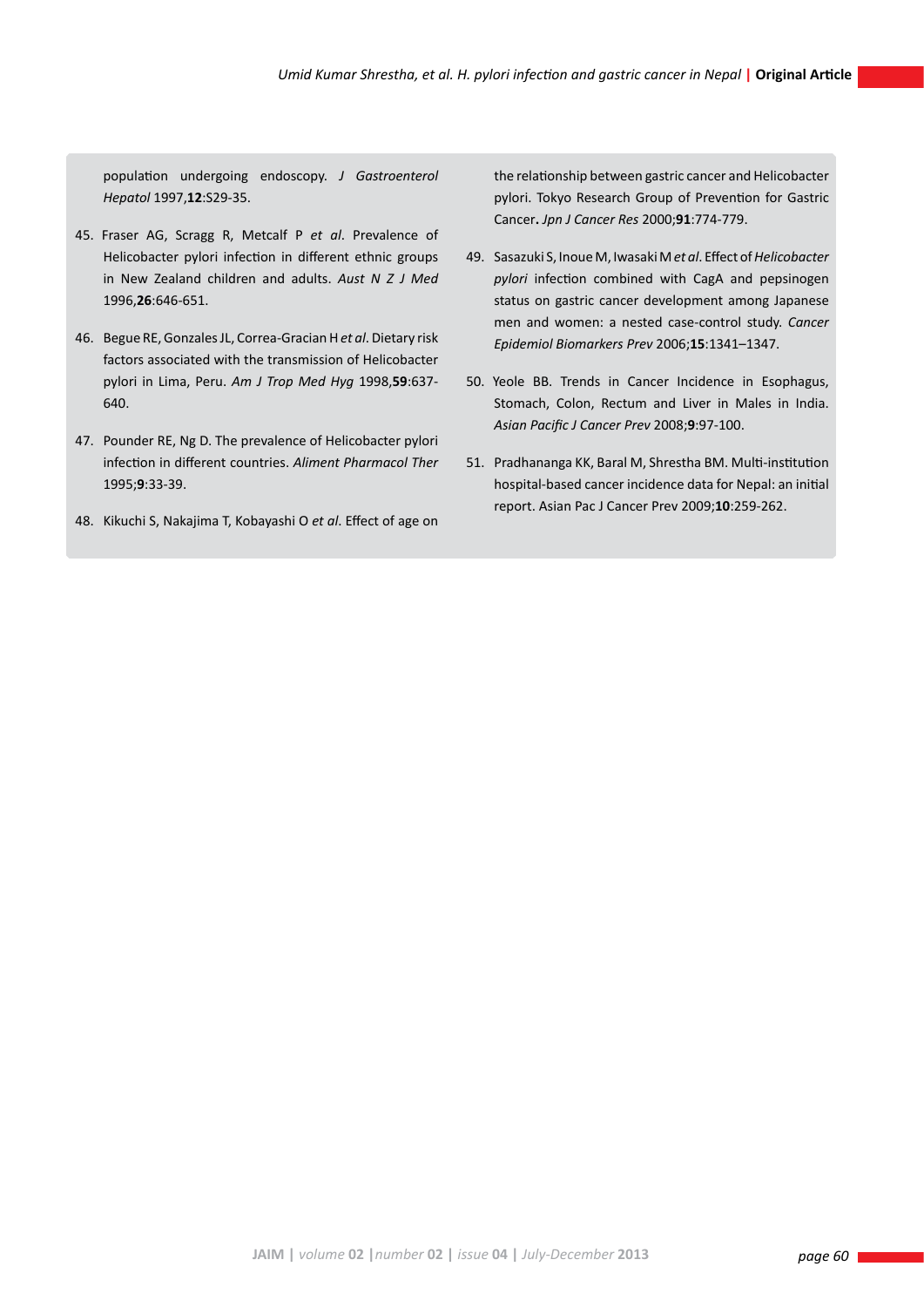population undergoing endoscopy. *J Gastroenterol Hepatol* 1997,**12**:S29-35.

45. Fraser AG, Scragg R, Metcalf P *et al*. Prevalence of Helicobacter pylori infection in different ethnic groups in New Zealand children and adults. *Aust N Z J Med* 1996,**26**:646-651.

46. Begue RE, Gonzales JL, Correa-Gracian H *et al*. Dietary risk factors associated with the transmission of Helicobacter pylori in Lima, Peru. *Am J Trop Med Hyg* 1998,**59**:637-640.

47. Pounder RE, Ng D. The prevalence of Helicobacter pylori infection in different countries. *Aliment Pharmacol Ther* 1995;**9**:33-39.

48. Kikuchi S, Nakajima T, Kobayashi O *et al*. Effect of age on the relationship between gastric cancer and Helicobacter pylori. Tokyo Research Group of Prevention for Gastric Cancer**.** *Jpn J Cancer Res* 2000;**91**:774-779.

49. Sasazuki S, Inoue M, Iwasaki M *et al*. Effect of *Helicobacter pylori* infection combined with CagA and pepsinogen status on gastric cancer development among Japanese men and women: a nested case-control study. *Cancer Epidemiol Biomarkers Prev* 2006;**15**:1341–1347.

50. Yeole BB. Trends in Cancer Incidence in Esophagus, Stomach, Colon, Rectum and Liver in Males in India. *Asian Pacific J Cancer Prev* 2008;**9**:97-100.

51. Pradhananga KK, Baral M, Shrestha BM. Multi-institution hospital-based cancer incidence data for Nepal: an initial report. Asian Pac J Cancer Prev 2009;**10**:259-262.